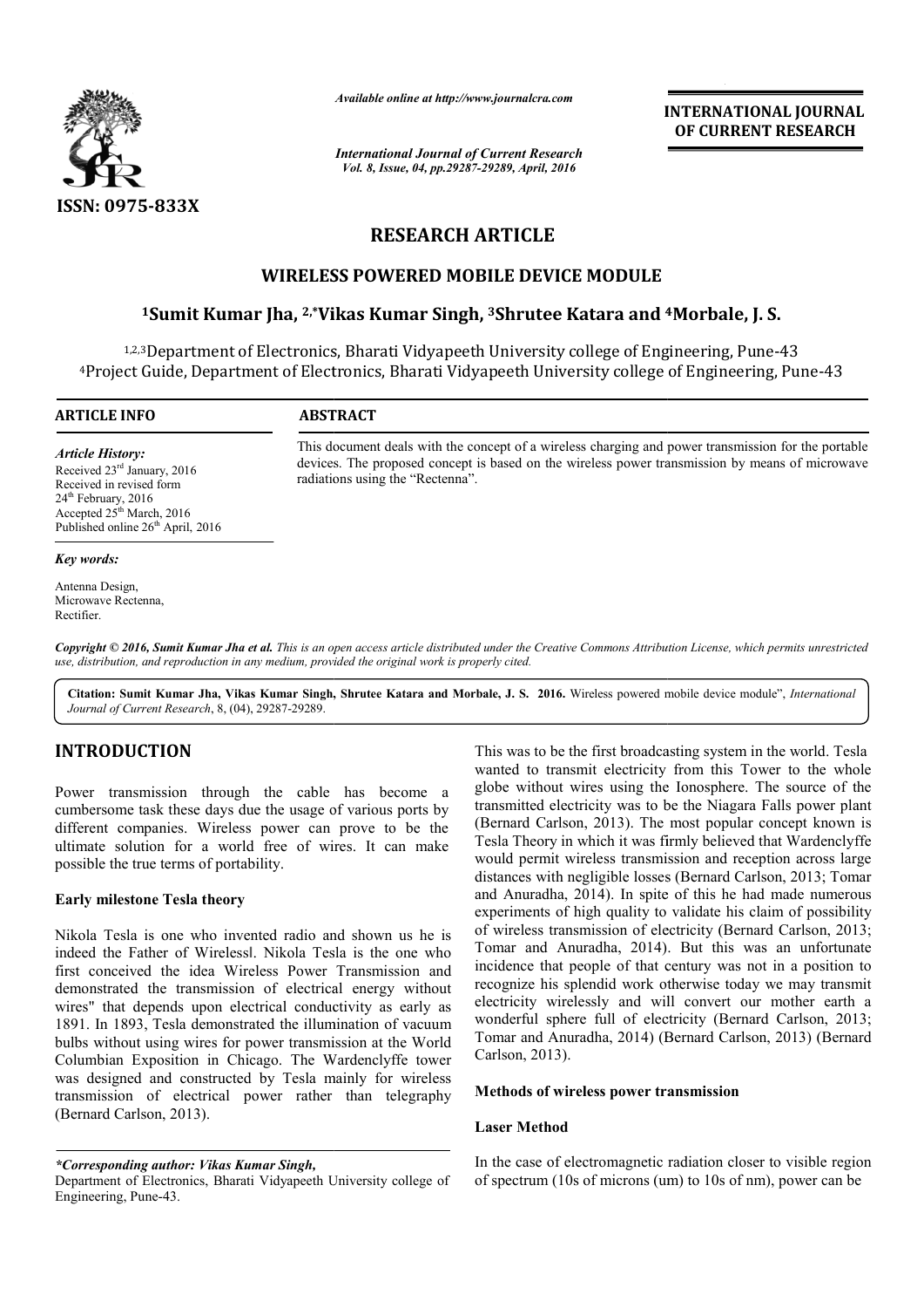# RESEARCH ARTICLE

## WIRELESS POWERED MOBILE DEVICE MODULE

**[1]Sumit Kumar Jha, [2,*]Vikas Kumar Singh, [3]Shrutee Katara and [4]Morbale, J. S.**

[1,2,3]Department of Electronics, Bharati Vidyapeeth University college of Engineering, Pune-43
[4]Project Guide, Department of Electronics, Bharati Vidyapeeth University college of Engineering, Pune-43

**ARTICLE INFO**

*Article History:*
Received 23rd January, 2016
Received in revised form
24th February, 2016
Accepted 25th March, 2016
Published online 26th April, 2016

*Key words:*

Antenna Design,
Microwave Rectenna,
Rectifier.

**ABSTRACT**

This document deals with the concept of a wireless charging and power transmission for the portable devices. The proposed concept is based on the wireless power transmission by means of microwave radiations using the "Rectenna".

*Copyright © 2016, Sumit Kumar Jha et al. This is an open access article distributed under the Creative Commons Attribution License, which permits unrestricted use, distribution, and reproduction in any medium, provided the original work is properly cited.*

**Citation: Sumit Kumar Jha, Vikas Kumar Singh, Shrutee Katara and Morbale, J. S. 2016.** Wireless powered mobile device module", *International Journal of Current Research*, 8, (04), 29287-29289.

## INTRODUCTION

Power transmission through the cable has become a cumbersome task these days due the usage of various ports by different companies. Wireless power can prove to be the ultimate solution for a world free of wires. It can make possible the true terms of portability.

### Early milestone Tesla theory

Nikola Tesla is one who invented radio and shown us he is indeed the Father of Wireless‖. Nikola Tesla is the one who first conceived the idea Wireless Power Transmission and demonstrated the transmission of electrical energy without wires" that depends upon electrical conductivity as early as 1891. In 1893, Tesla demonstrated the illumination of vacuum bulbs without using wires for power transmission at the World Columbian Exposition in Chicago. The Wardenclyffe tower was designed and constructed by Tesla mainly for wireless transmission of electrical power rather than telegraphy (Bernard Carlson, 2013).

This was to be the first broadcasting system in the world. Tesla wanted to transmit electricity from this Tower to the whole globe without wires using the Ionosphere. The source of the transmitted electricity was to be the Niagara Falls power plant (Bernard Carlson, 2013). The most popular concept known is Tesla Theory in which it was firmly believed that Wardenclyffe would permit wireless transmission and reception across large distances with negligible losses (Bernard Carlson, 2013; Tomar and Anuradha, 2014). In spite of this he had made numerous experiments of high quality to validate his claim of possibility of wireless transmission of electricity (Bernard Carlson, 2013; Tomar and Anuradha, 2014). But this was an unfortunate incidence that people of that century was not in a position to recognize his splendid work otherwise today we may transmit electricity wirelessly and will convert our mother earth a wonderful sphere full of electricity (Bernard Carlson, 2013; Tomar and Anuradha, 2014) (Bernard Carlson, 2013) (Bernard Carlson, 2013).

### Methods of wireless power transmission

#### Laser Method

In the case of electromagnetic radiation closer to visible region of spectrum (10s of microns (um) to 10s of nm), power can be

*\*Corresponding author: Vikas Kumar Singh,*
Department of Electronics, Bharati Vidyapeeth University college of Engineering, Pune-43.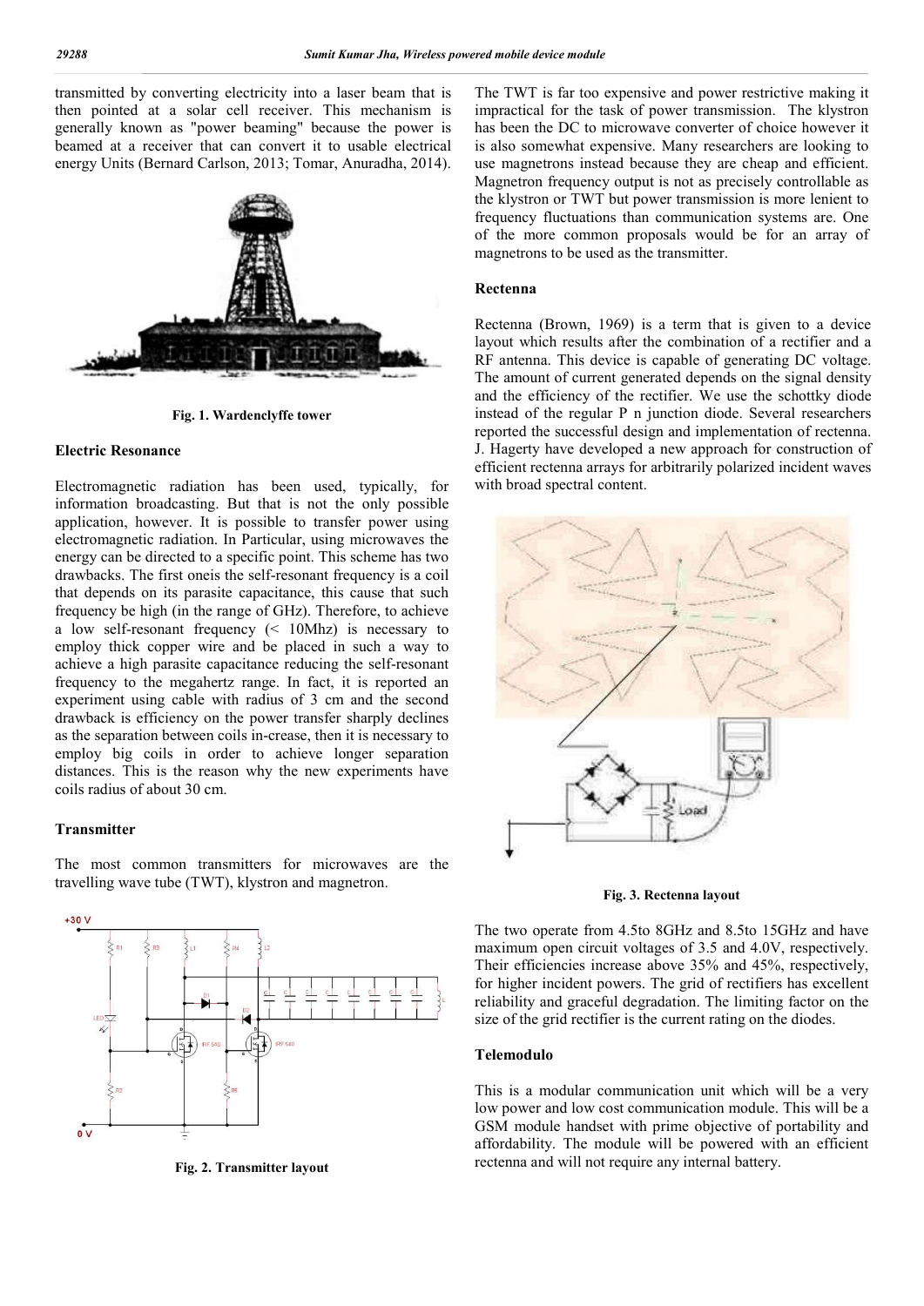transmitted by converting electricity into a laser beam that is then pointed at a solar cell receiver. This mechanism is generally known as "power beaming" because the power is beamed at a receiver that can convert it to usable electrical energy Units (Bernard Carlson, 2013; Tomar, Anuradha, 2014).

**Fig. 1. Wardenclyffe tower**

### Electric Resonance

Electromagnetic radiation has been used, typically, for information broadcasting. But that is not the only possible application, however. It is possible to transfer power using electromagnetic radiation. In Particular, using microwaves the energy can be directed to a specific point. This scheme has two drawbacks. The first oneis the self-resonant frequency is a coil that depends on its parasite capacitance, this cause that such frequency be high (in the range of GHz). Therefore, to achieve a low self-resonant frequency (< 10Mhz) is necessary to employ thick copper wire and be placed in such a way to achieve a high parasite capacitance reducing the self-resonant frequency to the megahertz range. In fact, it is reported an experiment using cable with radius of 3 cm and the second drawback is efficiency on the power transfer sharply declines as the separation between coils in-crease, then it is necessary to employ big coils in order to achieve longer separation distances. This is the reason why the new experiments have coils radius of about 30 cm.

### Transmitter

The most common transmitters for microwaves are the travelling wave tube (TWT), klystron and magnetron.

**Fig. 2. Transmitter layout**

The TWT is far too expensive and power restrictive making it impractical for the task of power transmission. The klystron has been the DC to microwave converter of choice however it is also somewhat expensive. Many researchers are looking to use magnetrons instead because they are cheap and efficient. Magnetron frequency output is not as precisely controllable as the klystron or TWT but power transmission is more lenient to frequency fluctuations than communication systems are. One of the more common proposals would be for an array of magnetrons to be used as the transmitter.

### Rectenna

Rectenna (Brown, 1969) is a term that is given to a device layout which results after the combination of a rectifier and a RF antenna. This device is capable of generating DC voltage. The amount of current generated depends on the signal density and the efficiency of the rectifier. We use the schottky diode instead of the regular P n junction diode. Several researchers reported the successful design and implementation of rectenna. J. Hagerty have developed a new approach for construction of efficient rectenna arrays for arbitrarily polarized incident waves with broad spectral content.

**Fig. 3. Rectenna layout**

The two operate from 4.5to 8GHz and 8.5to 15GHz and have maximum open circuit voltages of 3.5 and 4.0V, respectively. Their efficiencies increase above 35% and 45%, respectively, for higher incident powers. The grid of rectifiers has excellent reliability and graceful degradation. The limiting factor on the size of the grid rectifier is the current rating on the diodes.

### Telemodulo

This is a modular communication unit which will be a very low power and low cost communication module. This will be a GSM module handset with prime objective of portability and affordability. The module will be powered with an efficient rectenna and will not require any internal battery.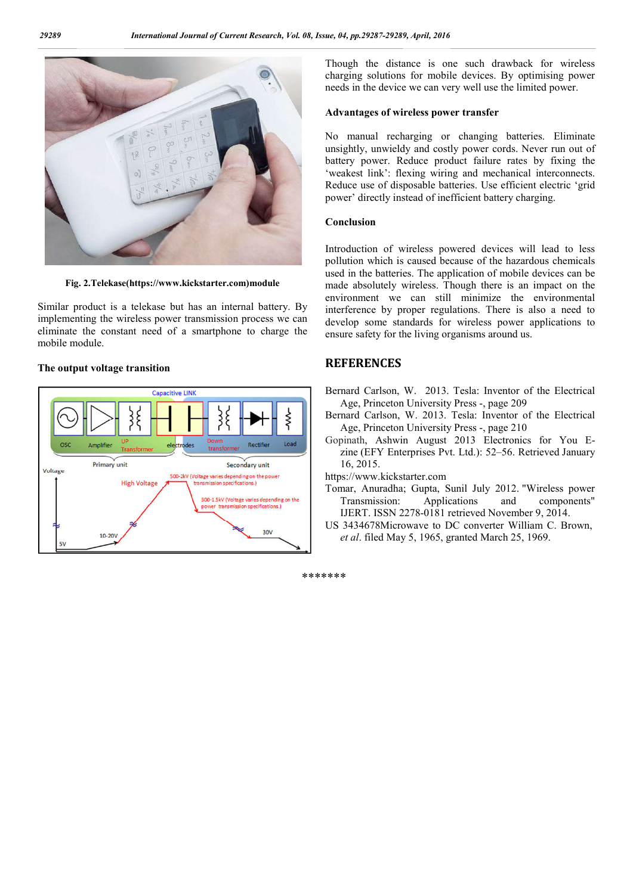Fig. 2.Telekase(https://www.kickstarter.com)module

Similar product is a telekase but has an internal battery. By implementing the wireless power transmission process we can eliminate the constant need of a smartphone to charge the mobile module.

### The output voltage transition

Capacitive LINK
OSC
Amplifier
UP Transformer
electrodes
Down transformer
Rectifier
Load
Primary unit
Secondary unit
Voltage
High Voltage
500-2kV (Voltage varies depending on the power transmission specifications.)
300-1.5kV (Voltage varies depending on the power transmission specifications.)
10-20V
30V
5V

Though the distance is one such drawback for wireless charging solutions for mobile devices. By optimising power needs in the device we can very well use the limited power.

### Advantages of wireless power transfer

No manual recharging or changing batteries. Eliminate unsightly, unwieldy and costly power cords. Never run out of battery power. Reduce product failure rates by fixing the 'weakest link': flexing wiring and mechanical interconnects. Reduce use of disposable batteries. Use efficient electric 'grid power' directly instead of inefficient battery charging.

### Conclusion

Introduction of wireless powered devices will lead to less pollution which is caused because of the hazardous chemicals used in the batteries. The application of mobile devices can be made absolutely wireless. Though there is an impact on the environment we can still minimize the environmental interference by proper regulations. There is also a need to develop some standards for wireless power applications to ensure safety for the living organisms around us.

## REFERENCES

Bernard Carlson, W. 2013. Tesla: Inventor of the Electrical Age, Princeton University Press -, page 209

Bernard Carlson, W. 2013. Tesla: Inventor of the Electrical Age, Princeton University Press -, page 210

Gopinath, Ashwin August 2013 Electronics for You E-zine (EFY Enterprises Pvt. Ltd.): 52–56. Retrieved January 16, 2015.

https://www.kickstarter.com

Tomar, Anuradha; Gupta, Sunil July 2012. "Wireless power Transmission: Applications and components" IJERT. ISSN 2278-0181 retrieved November 9, 2014.

US 3434678Microwave to DC converter William C. Brown, *et al*. filed May 5, 1965, granted March 25, 1969.

*******